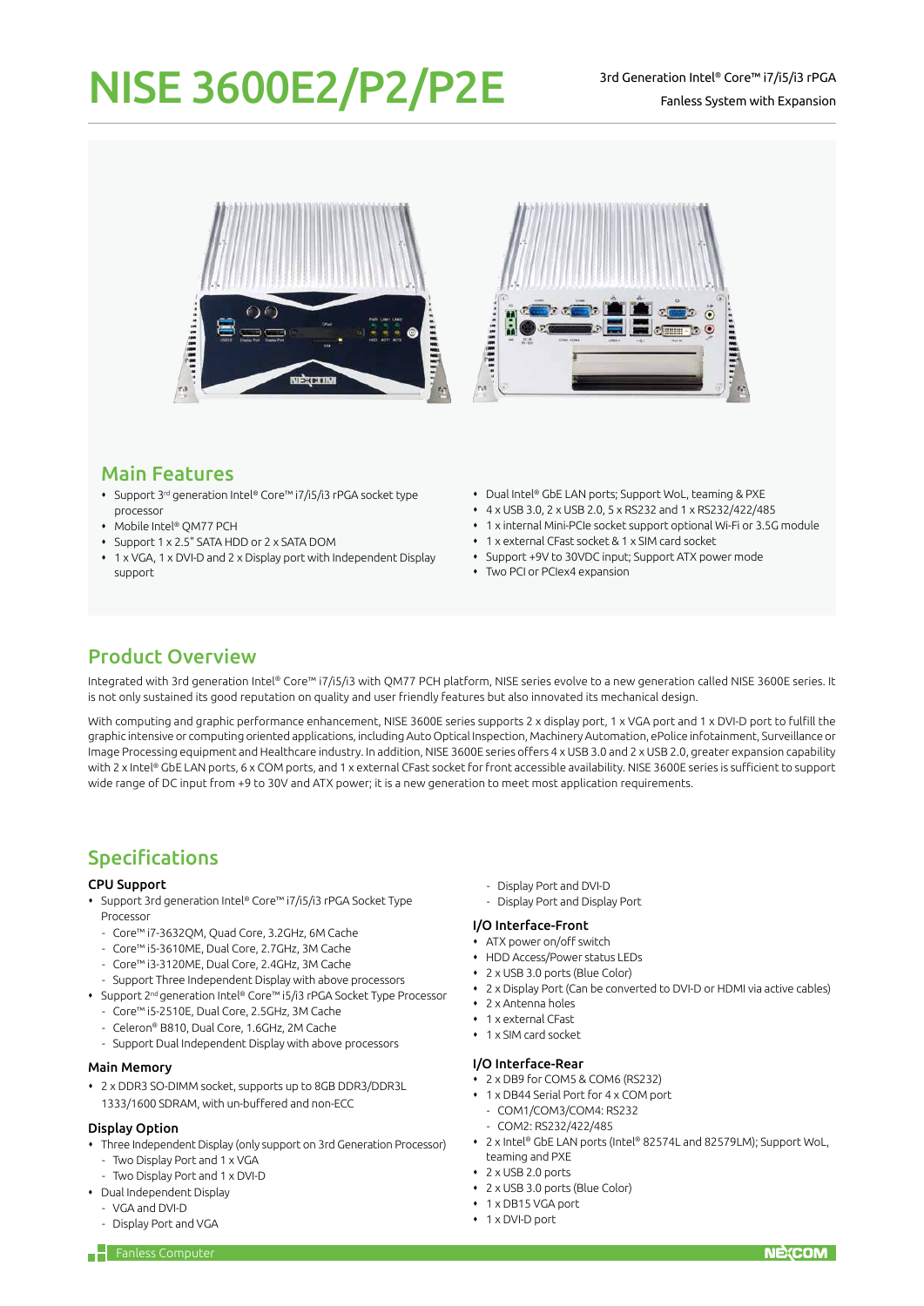# NISE 3600E2/P2/P2E

3rd Generation Intel® Core™ i7/i5/i3 rPGA

Fanless System with Expansion

## Main Features

- Support 3rd generation Intel® Core™ i7/i5/i3 rPGA socket type processor
- Mobile Intel® QM77 PCH
- Support 1 x 2.5" SATA HDD or 2 x SATA DOM
- 1 x VGA, 1 x DVI-D and 2 x Display port with Independent Display support
- Dual Intel® GbE LAN ports; Support WoL, teaming & PXE
- 4 x USB 3.0, 2 x USB 2.0, 5 x RS232 and 1 x RS232/422/485
- 1 x internal Mini-PCIe socket support optional Wi-Fi or 3.5G module
- 1 x external CFast socket & 1 x SIM card socket
- Support +9V to 30VDC input; Support ATX power mode
- Two PCI or PCIex4 expansion

## Product Overview

Integrated with 3rd generation Intel® Core™ i7/i5/i3 with QM77 PCH platform, NISE series evolve to a new generation called NISE 3600E series. It is not only sustained its good reputation on quality and user friendly features but also innovated its mechanical design.

With computing and graphic performance enhancement, NISE 3600E series supports 2 x display port, 1 x VGA port and 1 x DVI-D port to fulfill the graphic intensive or computing oriented applications, including Auto Optical Inspection, Machinery Automation, ePolice infotainment, Surveillance or Image Processing equipment and Healthcare industry. In addition, NISE 3600E series offers 4 x USB 3.0 and 2 x USB 2.0, greater expansion capability with 2 x Intel® GbE LAN ports, 6 x COM ports, and 1 x external CFast socket for front accessible availability. NISE 3600E series is sufficient to support wide range of DC input from +9 to 30V and ATX power; it is a new generation to meet most application requirements.

## Specifications

### CPU Support

- Support 3rd generation Intel® Core™ i7/i5/i3 rPGA Socket Type Processor
  - Core™ i7-3632QM, Quad Core, 3.2GHz, 6M Cache
  - Core™ i5-3610ME, Dual Core, 2.7GHz, 3M Cache
  - Core™ i3-3120ME, Dual Core, 2.4GHz, 3M Cache
  - Support Three Independent Display with above processors
- Support 2nd generation Intel® Core™ i5/i3 rPGA Socket Type Processor
  - Core™ i5-2510E, Dual Core, 2.5GHz, 3M Cache
  - Celeron® B810, Dual Core, 1.6GHz, 2M Cache
  - Support Dual Independent Display with above processors

### Main Memory

- 2 x DDR3 SO-DIMM socket, supports up to 8GB DDR3/DDR3L 1333/1600 SDRAM, with un-buffered and non-ECC

### Display Option

- Three Independent Display (only support on 3rd Generation Processor)
  - Two Display Port and 1 x VGA
  - Two Display Port and 1 x DVI-D
- Dual Independent Display
  - VGA and DVI-D
  - Display Port and VGA
  - Display Port and DVI-D
  - Display Port and Display Port

### I/O Interface-Front

- ATX power on/off switch
- HDD Access/Power status LEDs
- 2 x USB 3.0 ports (Blue Color)
- 2 x Display Port (Can be converted to DVI-D or HDMI via active cables)
- 2 x Antenna holes
- 1 x external CFast
- 1 x SIM card socket

### I/O Interface-Rear

- 2 x DB9 for COM5 & COM6 (RS232)
- 1 x DB44 Serial Port for 4 x COM port
  - COM1/COM3/COM4: RS232
  - COM2: RS232/422/485
- 2 x Intel® GbE LAN ports (Intel® 82574L and 82579LM); Support WoL, teaming and PXE
- 2 x USB 2.0 ports
- 2 x USB 3.0 ports (Blue Color)
- 1 x DB15 VGA port
- 1 x DVI-D port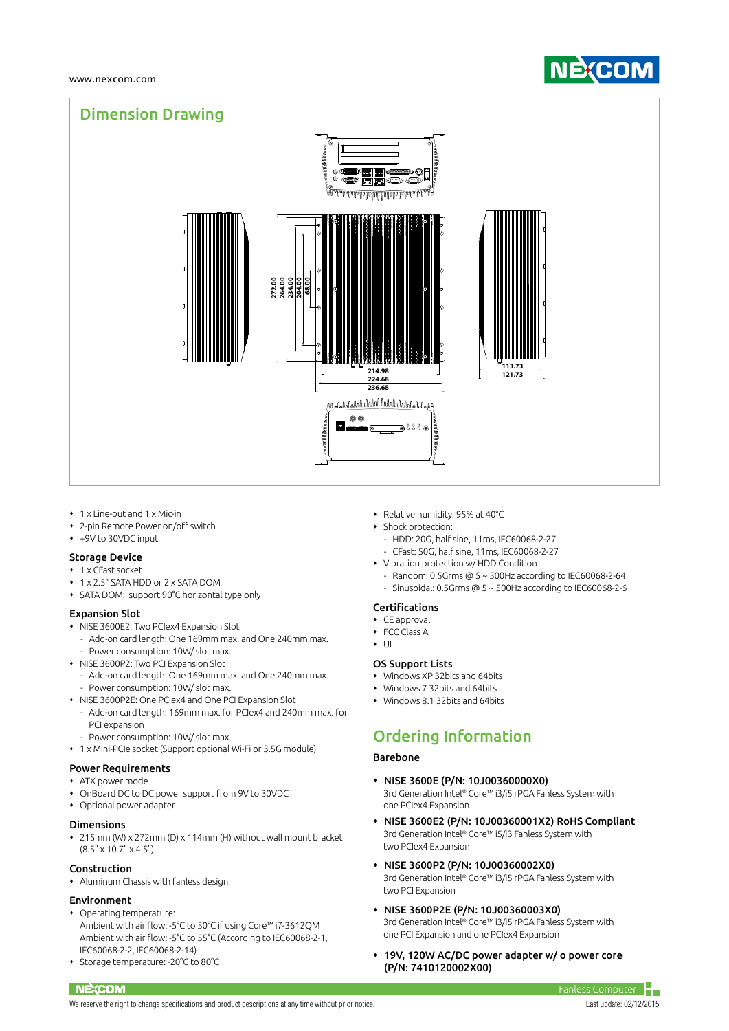## Dimension Drawing

272.00
264.00
234.00
204.00
68.00
214.98
224.68
236.68
113.73
121.73

- 1 x Line-out and 1 x Mic-in
- 2-pin Remote Power on/off switch
- +9V to 30VDC input

### Storage Device
- 1 x CFast socket
- 1 x 2.5" SATA HDD or 2 x SATA DOM
- SATA DOM: support 90°C horizontal type only

### Expansion Slot
- NISE 3600E2: Two PCIex4 Expansion Slot
  - Add-on card length: One 169mm max. and One 240mm max.
  - Power consumption: 10W/ slot max.
- NISE 3600P2: Two PCI Expansion Slot
  - Add-on card length: One 169mm max. and One 240mm max.
  - Power consumption: 10W/ slot max.
- NISE 3600P2E: One PCIex4 and One PCI Expansion Slot
  - Add-on card length: 169mm max. for PCIex4 and 240mm max. for PCI expansion
  - Power consumption: 10W/ slot max.
- 1 x Mini-PCIe socket (Support optional Wi-Fi or 3.5G module)

### Power Requirements
- ATX power mode
- OnBoard DC to DC power support from 9V to 30VDC
- Optional power adapter

### Dimensions
- 215mm (W) x 272mm (D) x 114mm (H) without wall mount bracket (8.5" x 10.7" x 4.5")

### Construction
- Aluminum Chassis with fanless design

### Environment
- Operating temperature:
  Ambient with air flow: -5°C to 50°C if using Core™ i7-3612QM
  Ambient with air flow: -5°C to 55°C (According to IEC60068-2-1, IEC60068-2-2, IEC60068-2-14)
- Storage temperature: -20°C to 80°C
- Relative humidity: 95% at 40°C
- Shock protection:
  - HDD: 20G, half sine, 11ms, IEC60068-2-27
  - CFast: 50G, half sine, 11ms, IEC60068-2-27
- Vibration protection w/ HDD Condition
  - Random: 0.5Grms @ 5 ~ 500Hz according to IEC60068-2-64
  - Sinusoidal: 0.5Grms @ 5 ~ 500Hz according to IEC60068-2-6

### Certifications
- CE approval
- FCC Class A
- UL

### OS Support Lists
- Windows XP 32bits and 64bits
- Windows 7 32bits and 64bits
- Windows 8.1 32bits and 64bits

## Ordering Information

### Barebone

- **NISE 3600E (P/N: 10J00360000X0)**
  3rd Generation Intel® Core™ i3/i5 rPGA Fanless System with one PCIex4 Expansion
- **NISE 3600E2 (P/N: 10J00360001X2) RoHS Compliant**
  3rd Generation Intel® Core™ i5/i3 Fanless System with two PCIex4 Expansion
- **NISE 3600P2 (P/N: 10J00360002X0)**
  3rd Generation Intel® Core™ i3/i5 rPGA Fanless System with two PCI Expansion
- **NISE 3600P2E (P/N: 10J00360003X0)**
  3rd Generation Intel® Core™ i3/i5 rPGA Fanless System with one PCI Expansion and one PCIex4 Expansion
- **19V, 120W AC/DC power adapter w/ o power core (P/N: 7410120002X00)**

We reserve the right to change specifications and product descriptions at any time without prior notice.